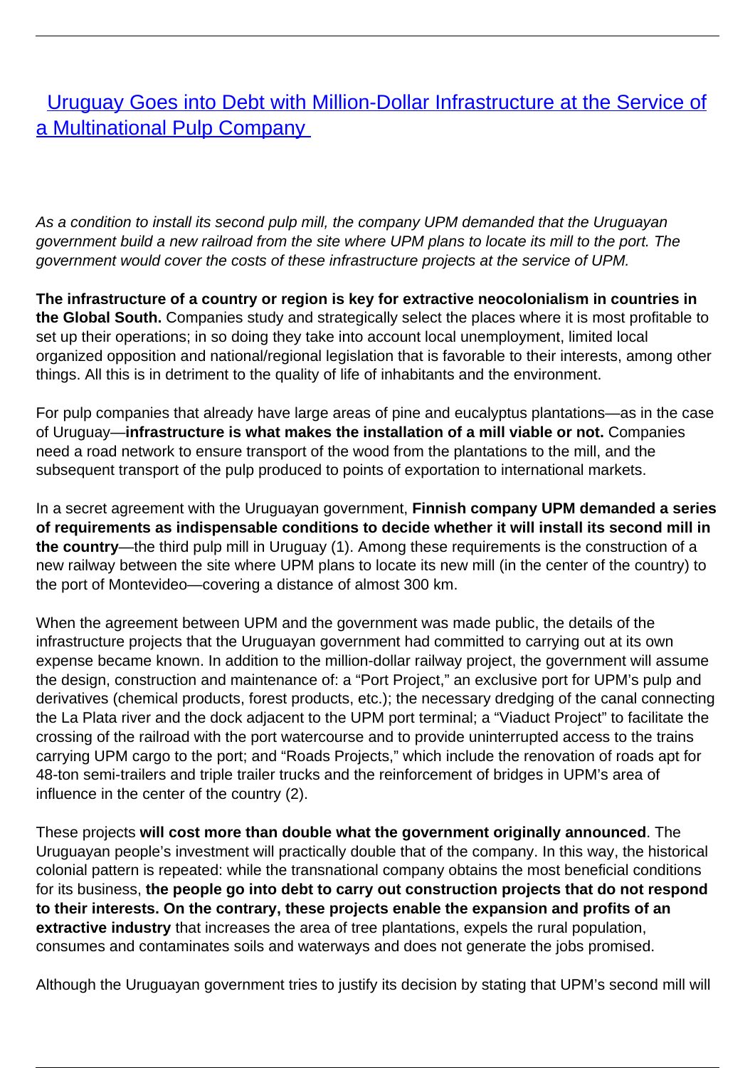# [Uruguay Goes into Debt with Million-Dollar Infrastructure at the Service of a Multinational Pulp Company]

*As a condition to install its second pulp mill, the company UPM demanded that the Uruguayan government build a new railroad from the site where UPM plans to locate its mill to the port. The government would cover the costs of these infrastructure projects at the service of UPM.*

**The infrastructure of a country or region is key for extractive neocolonialism in countries in the Global South.** Companies study and strategically select the places where it is most profitable to set up their operations; in so doing they take into account local unemployment, limited local organized opposition and national/regional legislation that is favorable to their interests, among other things. All this is in detriment to the quality of life of inhabitants and the environment.

For pulp companies that already have large areas of pine and eucalyptus plantations—as in the case of Uruguay—**infrastructure is what makes the installation of a mill viable or not.** Companies need a road network to ensure transport of the wood from the plantations to the mill, and the subsequent transport of the pulp produced to points of exportation to international markets.

In a secret agreement with the Uruguayan government, **Finnish company UPM demanded a series of requirements as indispensable conditions to decide whether it will install its second mill in the country**—the third pulp mill in Uruguay (1). Among these requirements is the construction of a new railway between the site where UPM plans to locate its new mill (in the center of the country) to the port of Montevideo—covering a distance of almost 300 km.

When the agreement between UPM and the government was made public, the details of the infrastructure projects that the Uruguayan government had committed to carrying out at its own expense became known. In addition to the million-dollar railway project, the government will assume the design, construction and maintenance of: a "Port Project," an exclusive port for UPM's pulp and derivatives (chemical products, forest products, etc.); the necessary dredging of the canal connecting the La Plata river and the dock adjacent to the UPM port terminal; a "Viaduct Project" to facilitate the crossing of the railroad with the port watercourse and to provide uninterrupted access to the trains carrying UPM cargo to the port; and "Roads Projects," which include the renovation of roads apt for 48-ton semi-trailers and triple trailer trucks and the reinforcement of bridges in UPM's area of influence in the center of the country (2).

These projects **will cost more than double what the government originally announced**. The Uruguayan people's investment will practically double that of the company. In this way, the historical colonial pattern is repeated: while the transnational company obtains the most beneficial conditions for its business, **the people go into debt to carry out construction projects that do not respond to their interests. On the contrary, these projects enable the expansion and profits of an extractive industry** that increases the area of tree plantations, expels the rural population, consumes and contaminates soils and waterways and does not generate the jobs promised.

Although the Uruguayan government tries to justify its decision by stating that UPM's second mill will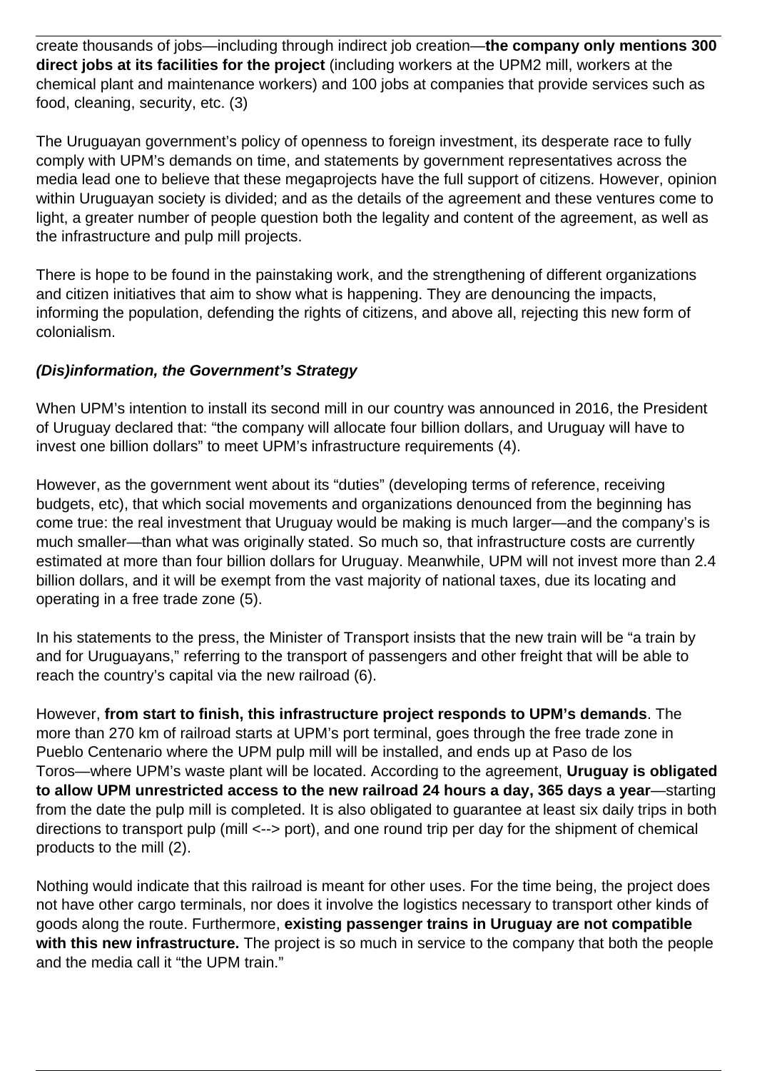create thousands of jobs—including through indirect job creation—**the company only mentions 300 direct jobs at its facilities for the project** (including workers at the UPM2 mill, workers at the chemical plant and maintenance workers) and 100 jobs at companies that provide services such as food, cleaning, security, etc. (3)

The Uruguayan government's policy of openness to foreign investment, its desperate race to fully comply with UPM's demands on time, and statements by government representatives across the media lead one to believe that these megaprojects have the full support of citizens. However, opinion within Uruguayan society is divided; and as the details of the agreement and these ventures come to light, a greater number of people question both the legality and content of the agreement, as well as the infrastructure and pulp mill projects.

There is hope to be found in the painstaking work, and the strengthening of different organizations and citizen initiatives that aim to show what is happening. They are denouncing the impacts, informing the population, defending the rights of citizens, and above all, rejecting this new form of colonialism.

### ***(Dis)information, the Government's Strategy***

When UPM's intention to install its second mill in our country was announced in 2016, the President of Uruguay declared that: "the company will allocate four billion dollars, and Uruguay will have to invest one billion dollars" to meet UPM's infrastructure requirements (4).

However, as the government went about its "duties" (developing terms of reference, receiving budgets, etc), that which social movements and organizations denounced from the beginning has come true: the real investment that Uruguay would be making is much larger—and the company's is much smaller—than what was originally stated. So much so, that infrastructure costs are currently estimated at more than four billion dollars for Uruguay. Meanwhile, UPM will not invest more than 2.4 billion dollars, and it will be exempt from the vast majority of national taxes, due its locating and operating in a free trade zone (5).

In his statements to the press, the Minister of Transport insists that the new train will be "a train by and for Uruguayans," referring to the transport of passengers and other freight that will be able to reach the country's capital via the new railroad (6).

However, **from start to finish, this infrastructure project responds to UPM's demands**. The more than 270 km of railroad starts at UPM's port terminal, goes through the free trade zone in Pueblo Centenario where the UPM pulp mill will be installed, and ends up at Paso de los Toros—where UPM's waste plant will be located. According to the agreement, **Uruguay is obligated to allow UPM unrestricted access to the new railroad 24 hours a day, 365 days a year**—starting from the date the pulp mill is completed. It is also obligated to guarantee at least six daily trips in both directions to transport pulp (mill <--> port), and one round trip per day for the shipment of chemical products to the mill (2).

Nothing would indicate that this railroad is meant for other uses. For the time being, the project does not have other cargo terminals, nor does it involve the logistics necessary to transport other kinds of goods along the route. Furthermore, **existing passenger trains in Uruguay are not compatible with this new infrastructure.** The project is so much in service to the company that both the people and the media call it "the UPM train."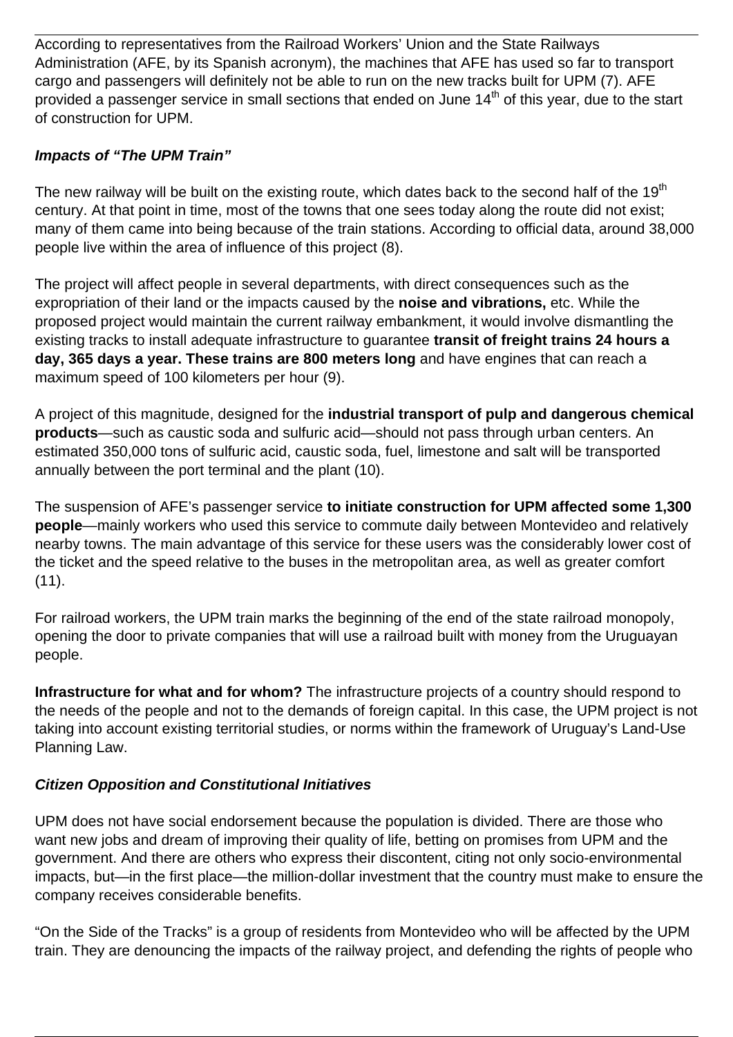According to representatives from the Railroad Workers' Union and the State Railways Administration (AFE, by its Spanish acronym), the machines that AFE has used so far to transport cargo and passengers will definitely not be able to run on the new tracks built for UPM (7). AFE provided a passenger service in small sections that ended on June 14th of this year, due to the start of construction for UPM.

### *Impacts of "The UPM Train"*

The new railway will be built on the existing route, which dates back to the second half of the 19th century. At that point in time, most of the towns that one sees today along the route did not exist; many of them came into being because of the train stations. According to official data, around 38,000 people live within the area of influence of this project (8).

The project will affect people in several departments, with direct consequences such as the expropriation of their land or the impacts caused by the **noise and vibrations,** etc. While the proposed project would maintain the current railway embankment, it would involve dismantling the existing tracks to install adequate infrastructure to guarantee **transit of freight trains 24 hours a day, 365 days a year. These trains are 800 meters long** and have engines that can reach a maximum speed of 100 kilometers per hour (9).

A project of this magnitude, designed for the **industrial transport of pulp and dangerous chemical products**—such as caustic soda and sulfuric acid—should not pass through urban centers. An estimated 350,000 tons of sulfuric acid, caustic soda, fuel, limestone and salt will be transported annually between the port terminal and the plant (10).

The suspension of AFE's passenger service **to initiate construction for UPM affected some 1,300 people**—mainly workers who used this service to commute daily between Montevideo and relatively nearby towns. The main advantage of this service for these users was the considerably lower cost of the ticket and the speed relative to the buses in the metropolitan area, as well as greater comfort (11).

For railroad workers, the UPM train marks the beginning of the end of the state railroad monopoly, opening the door to private companies that will use a railroad built with money from the Uruguayan people.

**Infrastructure for what and for whom?** The infrastructure projects of a country should respond to the needs of the people and not to the demands of foreign capital. In this case, the UPM project is not taking into account existing territorial studies, or norms within the framework of Uruguay's Land-Use Planning Law.

### *Citizen Opposition and Constitutional Initiatives*

UPM does not have social endorsement because the population is divided. There are those who want new jobs and dream of improving their quality of life, betting on promises from UPM and the government. And there are others who express their discontent, citing not only socio-environmental impacts, but—in the first place—the million-dollar investment that the country must make to ensure the company receives considerable benefits.

"On the Side of the Tracks" is a group of residents from Montevideo who will be affected by the UPM train. They are denouncing the impacts of the railway project, and defending the rights of people who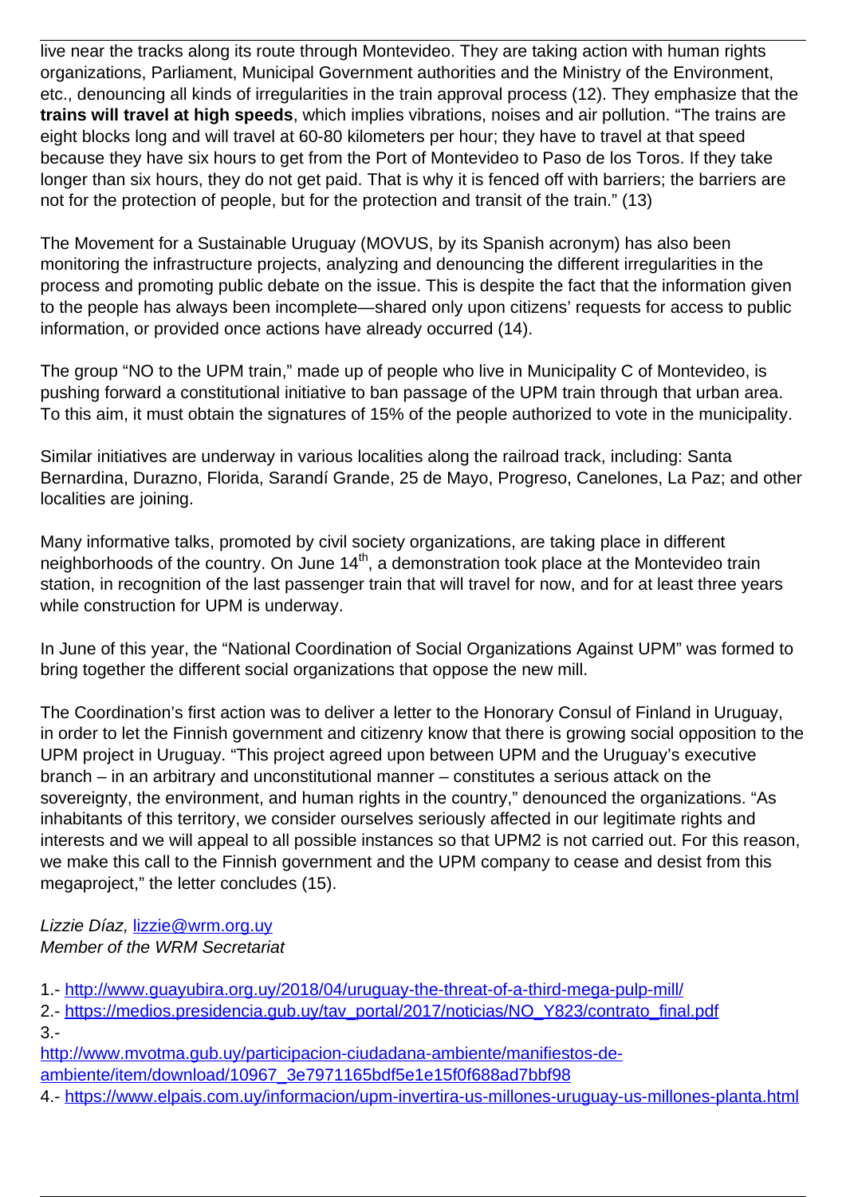live near the tracks along its route through Montevideo. They are taking action with human rights organizations, Parliament, Municipal Government authorities and the Ministry of the Environment, etc., denouncing all kinds of irregularities in the train approval process (12). They emphasize that the **trains will travel at high speeds**, which implies vibrations, noises and air pollution. "The trains are eight blocks long and will travel at 60-80 kilometers per hour; they have to travel at that speed because they have six hours to get from the Port of Montevideo to Paso de los Toros. If they take longer than six hours, they do not get paid. That is why it is fenced off with barriers; the barriers are not for the protection of people, but for the protection and transit of the train." (13)

The Movement for a Sustainable Uruguay (MOVUS, by its Spanish acronym) has also been monitoring the infrastructure projects, analyzing and denouncing the different irregularities in the process and promoting public debate on the issue. This is despite the fact that the information given to the people has always been incomplete—shared only upon citizens' requests for access to public information, or provided once actions have already occurred (14).

The group "NO to the UPM train," made up of people who live in Municipality C of Montevideo, is pushing forward a constitutional initiative to ban passage of the UPM train through that urban area. To this aim, it must obtain the signatures of 15% of the people authorized to vote in the municipality.

Similar initiatives are underway in various localities along the railroad track, including: Santa Bernardina, Durazno, Florida, Sarandí Grande, 25 de Mayo, Progreso, Canelones, La Paz; and other localities are joining.

Many informative talks, promoted by civil society organizations, are taking place in different neighborhoods of the country. On June 14th, a demonstration took place at the Montevideo train station, in recognition of the last passenger train that will travel for now, and for at least three years while construction for UPM is underway.

In June of this year, the "National Coordination of Social Organizations Against UPM" was formed to bring together the different social organizations that oppose the new mill.

The Coordination's first action was to deliver a letter to the Honorary Consul of Finland in Uruguay, in order to let the Finnish government and citizenry know that there is growing social opposition to the UPM project in Uruguay. "This project agreed upon between UPM and the Uruguay's executive branch – in an arbitrary and unconstitutional manner – constitutes a serious attack on the sovereignty, the environment, and human rights in the country," denounced the organizations. "As inhabitants of this territory, we consider ourselves seriously affected in our legitimate rights and interests and we will appeal to all possible instances so that UPM2 is not carried out. For this reason, we make this call to the Finnish government and the UPM company to cease and desist from this megaproject," the letter concludes (15).

*Lizzie Díaz,* lizzie@wrm.org.uy
*Member of the WRM Secretariat*

1.- http://www.guayubira.org.uy/2018/04/uruguay-the-threat-of-a-third-mega-pulp-mill/
2.- https://medios.presidencia.gub.uy/tav_portal/2017/noticias/NO_Y823/contrato_final.pdf
3.- http://www.mvotma.gub.uy/participacion-ciudadana-ambiente/manifiestos-de-ambiente/item/download/10967_3e7971165bdf5e1e15f0f688ad7bbf98
4.- https://www.elpais.com.uy/informacion/upm-invertira-us-millones-uruguay-us-millones-planta.html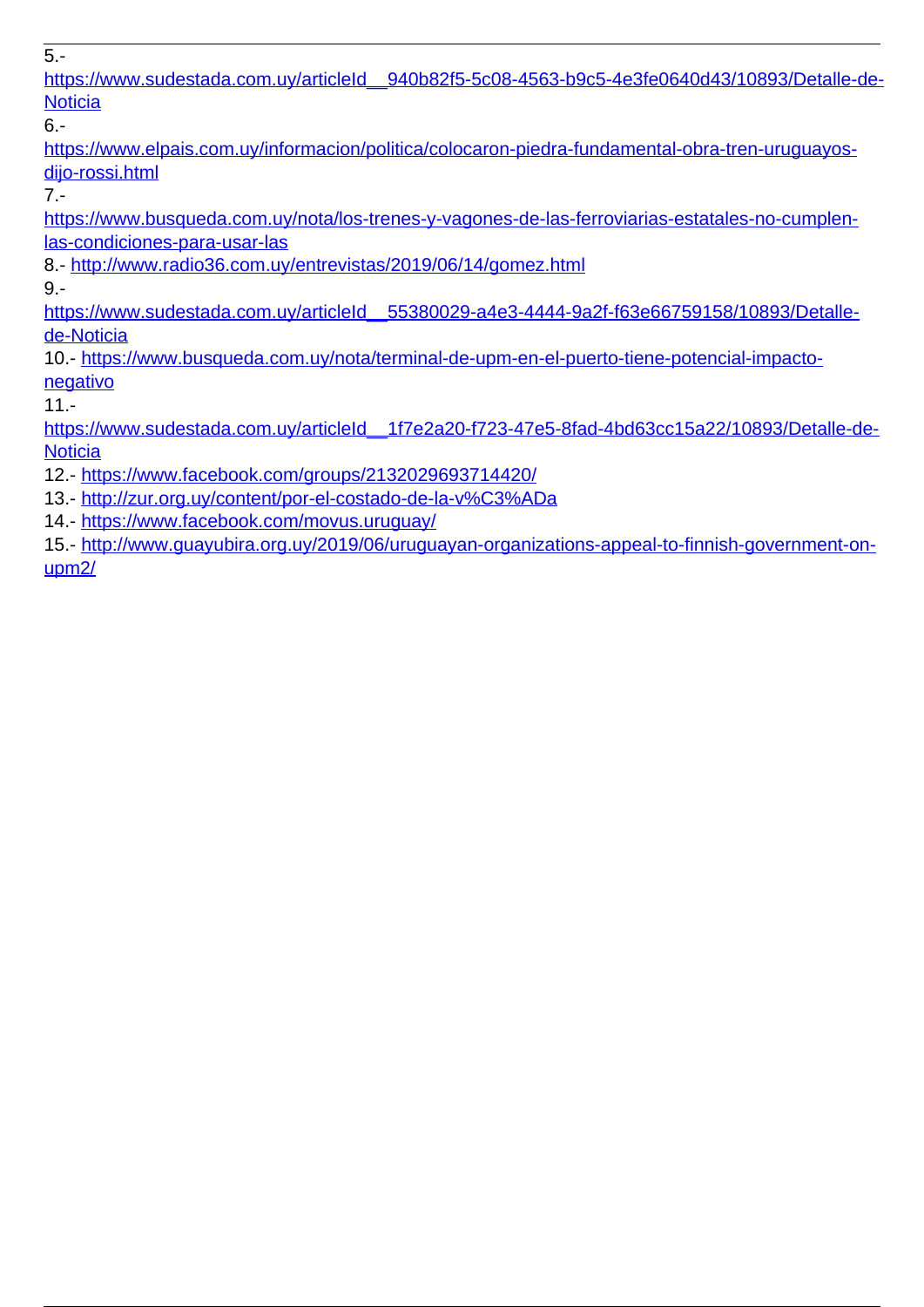5.- https://www.sudestada.com.uy/articleId__940b82f5-5c08-4563-b9c5-4e3fe0640d43/10893/Detalle-de-Noticia

6.- https://www.elpais.com.uy/informacion/politica/colocaron-piedra-fundamental-obra-tren-uruguayos-dijo-rossi.html

7.- https://www.busqueda.com.uy/nota/los-trenes-y-vagones-de-las-ferroviarias-estatales-no-cumplen-las-condiciones-para-usar-las

8.- http://www.radio36.com.uy/entrevistas/2019/06/14/gomez.html

9.- https://www.sudestada.com.uy/articleId__55380029-a4e3-4444-9a2f-f63e66759158/10893/Detalle-de-Noticia

10.- https://www.busqueda.com.uy/nota/terminal-de-upm-en-el-puerto-tiene-potencial-impacto-negativo

11.- https://www.sudestada.com.uy/articleId__1f7e2a20-f723-47e5-8fad-4bd63cc15a22/10893/Detalle-de-Noticia

12.- https://www.facebook.com/groups/2132029693714420/

13.- http://zur.org.uy/content/por-el-costado-de-la-v%C3%ADa

14.- https://www.facebook.com/movus.uruguay/

15.- http://www.guayubira.org.uy/2019/06/uruguayan-organizations-appeal-to-finnish-government-on-upm2/